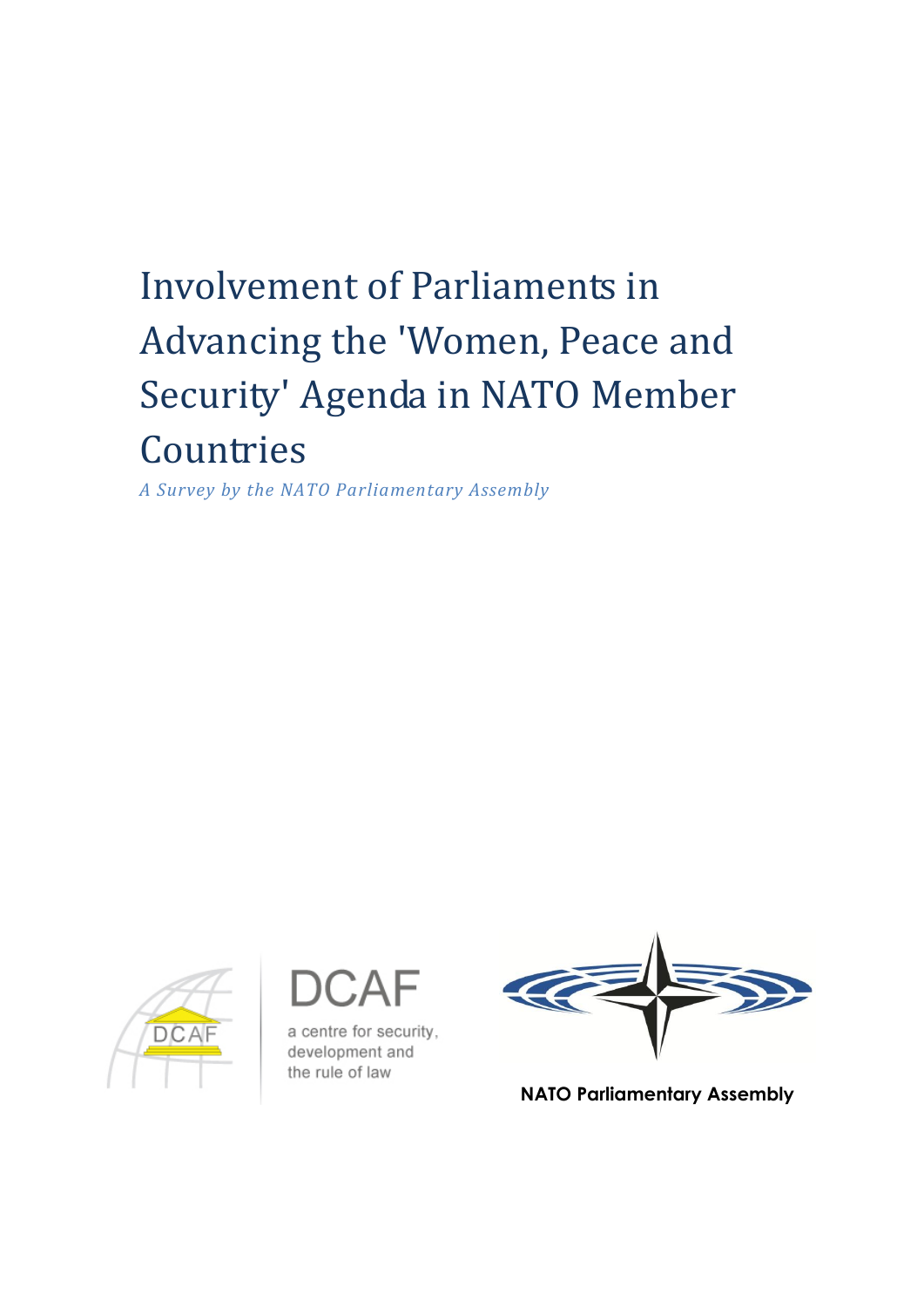# Involvement of Parliaments in Advancing the 'Women, Peace and Security' Agenda in NATO Member Countries

*A Survey by the NATO Parliamentary Assembly*

DCAF

a centre for security, development and the rule of law

NATO Parliamentary Assembly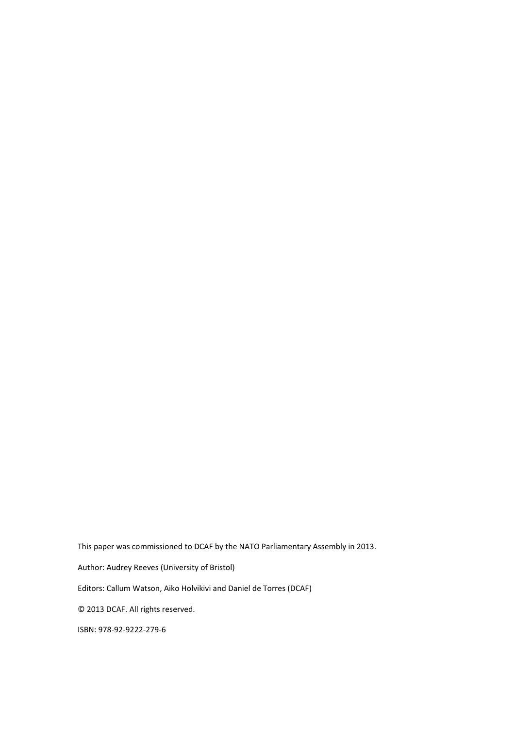This paper was commissioned to DCAF by the NATO Parliamentary Assembly in 2013.

Author: Audrey Reeves (University of Bristol)

Editors: Callum Watson, Aiko Holvikivi and Daniel de Torres (DCAF)

© 2013 DCAF. All rights reserved.

ISBN: 978-92-9222-279-6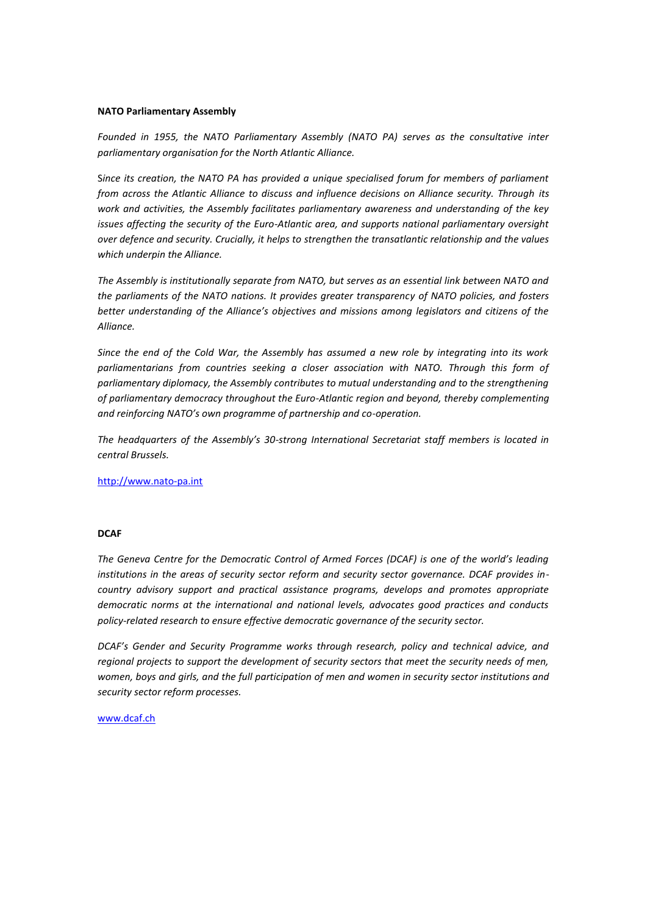**NATO Parliamentary Assembly**

*Founded in 1955, the NATO Parliamentary Assembly (NATO PA) serves as the consultative inter parliamentary organisation for the North Atlantic Alliance.*

S*ince its creation, the NATO PA has provided a unique specialised forum for members of parliament from across the Atlantic Alliance to discuss and influence decisions on Alliance security. Through its work and activities, the Assembly facilitates parliamentary awareness and understanding of the key issues affecting the security of the Euro-Atlantic area, and supports national parliamentary oversight over defence and security. Crucially, it helps to strengthen the transatlantic relationship and the values which underpin the Alliance.*

*The Assembly is institutionally separate from NATO, but serves as an essential link between NATO and the parliaments of the NATO nations. It provides greater transparency of NATO policies, and fosters better understanding of the Alliance's objectives and missions among legislators and citizens of the Alliance.*

*Since the end of the Cold War, the Assembly has assumed a new role by integrating into its work parliamentarians from countries seeking a closer association with NATO. Through this form of parliamentary diplomacy, the Assembly contributes to mutual understanding and to the strengthening of parliamentary democracy throughout the Euro-Atlantic region and beyond, thereby complementing and reinforcing NATO's own programme of partnership and co-operation.*

*The headquarters of the Assembly's 30-strong International Secretariat staff members is located in central Brussels.*

http://www.nato-pa.int

**DCAF**

*The Geneva Centre for the Democratic Control of Armed Forces (DCAF) is one of the world's leading institutions in the areas of security sector reform and security sector governance. DCAF provides in-country advisory support and practical assistance programs, develops and promotes appropriate democratic norms at the international and national levels, advocates good practices and conducts policy-related research to ensure effective democratic governance of the security sector.*

*DCAF's Gender and Security Programme works through research, policy and technical advice, and regional projects to support the development of security sectors that meet the security needs of men, women, boys and girls, and the full participation of men and women in security sector institutions and security sector reform processes.*

www.dcaf.ch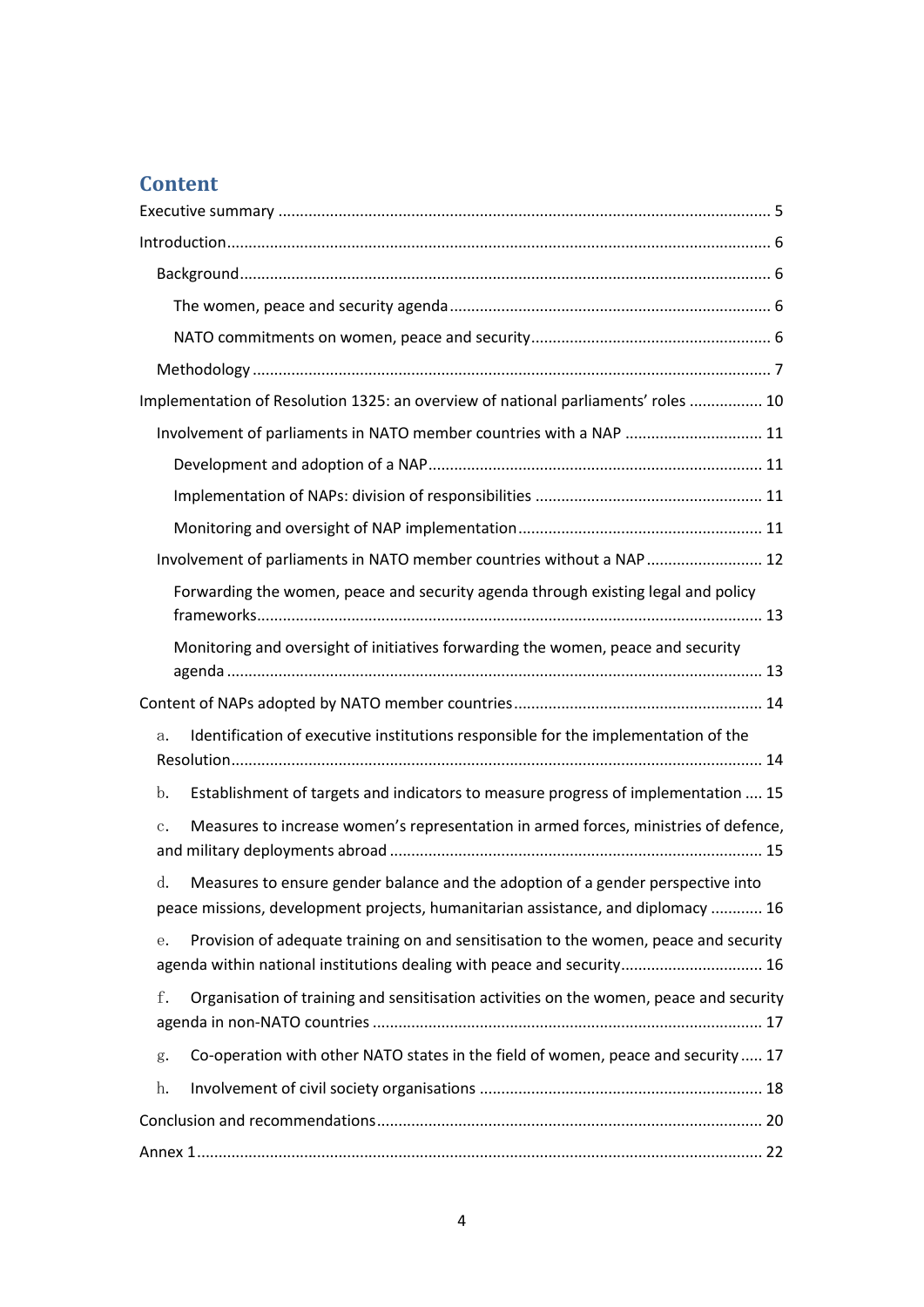# Content

Executive summary .................................................................................................................. 5

Introduction............................................................................................................................ 6

  Background........................................................................................................................... 6

    The women, peace and security agenda .......................................................................... 6

    NATO commitments on women, peace and security........................................................ 6

  Methodology ......................................................................................................................... 7

Implementation of Resolution 1325: an overview of national parliaments' roles ................. 10

  Involvement of parliaments in NATO member countries with a NAP ................................ 11

    Development and adoption of a NAP............................................................................. 11

    Implementation of NAPs: division of responsibilities ..................................................... 11

    Monitoring and oversight of NAP implementation......................................................... 11

  Involvement of parliaments in NATO member countries without a NAP........................... 12

    Forwarding the women, peace and security agenda through existing legal and policy frameworks..................................................................................................................... 13

    Monitoring and oversight of initiatives forwarding the women, peace and security agenda ........................................................................................................................... 13

Content of NAPs adopted by NATO member countries.......................................................... 14

  a. Identification of executive institutions responsible for the implementation of the Resolution........................................................................................................................... 14

  b. Establishment of targets and indicators to measure progress of implementation .... 15

  c. Measures to increase women's representation in armed forces, ministries of defence, and military deployments abroad ...................................................................................... 15

  d. Measures to ensure gender balance and the adoption of a gender perspective into peace missions, development projects, humanitarian assistance, and diplomacy ............ 16

  e. Provision of adequate training on and sensitisation to the women, peace and security agenda within national institutions dealing with peace and security................................. 16

  f. Organisation of training and sensitisation activities on the women, peace and security agenda in non-NATO countries .......................................................................................... 17

  g. Co-operation with other NATO states in the field of women, peace and security ..... 17

  h. Involvement of civil society organisations ................................................................. 18

Conclusion and recommendations......................................................................................... 20

Annex 1.................................................................................................................................. 22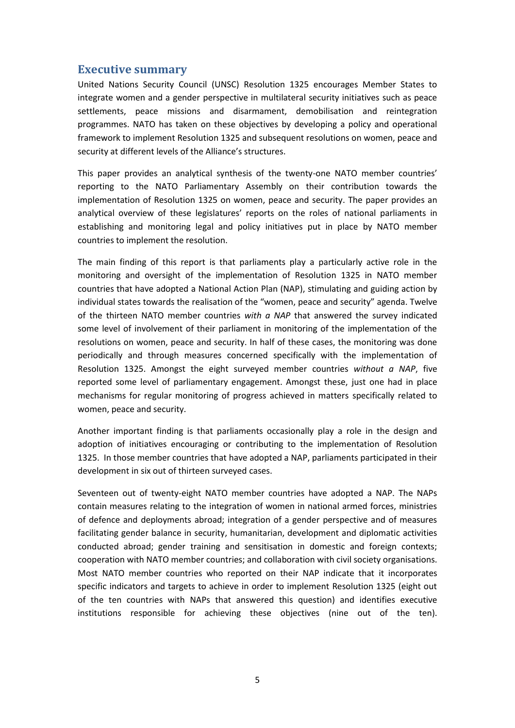## Executive summary

United Nations Security Council (UNSC) Resolution 1325 encourages Member States to integrate women and a gender perspective in multilateral security initiatives such as peace settlements, peace missions and disarmament, demobilisation and reintegration programmes. NATO has taken on these objectives by developing a policy and operational framework to implement Resolution 1325 and subsequent resolutions on women, peace and security at different levels of the Alliance's structures.

This paper provides an analytical synthesis of the twenty-one NATO member countries' reporting to the NATO Parliamentary Assembly on their contribution towards the implementation of Resolution 1325 on women, peace and security. The paper provides an analytical overview of these legislatures' reports on the roles of national parliaments in establishing and monitoring legal and policy initiatives put in place by NATO member countries to implement the resolution.

The main finding of this report is that parliaments play a particularly active role in the monitoring and oversight of the implementation of Resolution 1325 in NATO member countries that have adopted a National Action Plan (NAP), stimulating and guiding action by individual states towards the realisation of the "women, peace and security" agenda. Twelve of the thirteen NATO member countries *with a NAP* that answered the survey indicated some level of involvement of their parliament in monitoring of the implementation of the resolutions on women, peace and security. In half of these cases, the monitoring was done periodically and through measures concerned specifically with the implementation of Resolution 1325. Amongst the eight surveyed member countries *without a NAP*, five reported some level of parliamentary engagement. Amongst these, just one had in place mechanisms for regular monitoring of progress achieved in matters specifically related to women, peace and security.

Another important finding is that parliaments occasionally play a role in the design and adoption of initiatives encouraging or contributing to the implementation of Resolution 1325. In those member countries that have adopted a NAP, parliaments participated in their development in six out of thirteen surveyed cases.

Seventeen out of twenty-eight NATO member countries have adopted a NAP. The NAPs contain measures relating to the integration of women in national armed forces, ministries of defence and deployments abroad; integration of a gender perspective and of measures facilitating gender balance in security, humanitarian, development and diplomatic activities conducted abroad; gender training and sensitisation in domestic and foreign contexts; cooperation with NATO member countries; and collaboration with civil society organisations. Most NATO member countries who reported on their NAP indicate that it incorporates specific indicators and targets to achieve in order to implement Resolution 1325 (eight out of the ten countries with NAPs that answered this question) and identifies executive institutions responsible for achieving these objectives (nine out of the ten).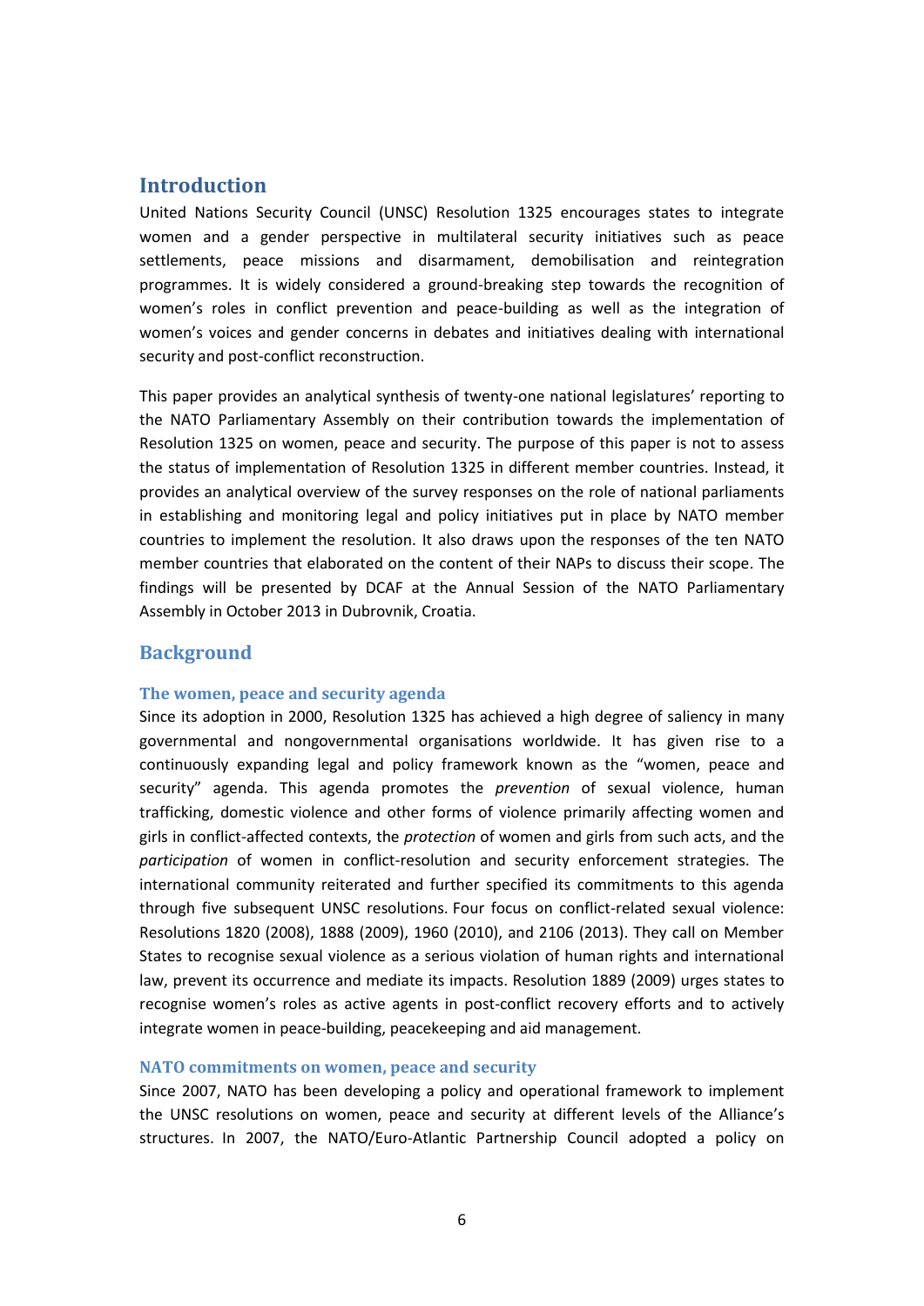## Introduction

United Nations Security Council (UNSC) Resolution 1325 encourages states to integrate women and a gender perspective in multilateral security initiatives such as peace settlements, peace missions and disarmament, demobilisation and reintegration programmes. It is widely considered a ground-breaking step towards the recognition of women's roles in conflict prevention and peace-building as well as the integration of women's voices and gender concerns in debates and initiatives dealing with international security and post-conflict reconstruction.

This paper provides an analytical synthesis of twenty-one national legislatures' reporting to the NATO Parliamentary Assembly on their contribution towards the implementation of Resolution 1325 on women, peace and security. The purpose of this paper is not to assess the status of implementation of Resolution 1325 in different member countries. Instead, it provides an analytical overview of the survey responses on the role of national parliaments in establishing and monitoring legal and policy initiatives put in place by NATO member countries to implement the resolution. It also draws upon the responses of the ten NATO member countries that elaborated on the content of their NAPs to discuss their scope. The findings will be presented by DCAF at the Annual Session of the NATO Parliamentary Assembly in October 2013 in Dubrovnik, Croatia.

## Background

### The women, peace and security agenda

Since its adoption in 2000, Resolution 1325 has achieved a high degree of saliency in many governmental and nongovernmental organisations worldwide. It has given rise to a continuously expanding legal and policy framework known as the "women, peace and security" agenda. This agenda promotes the *prevention* of sexual violence, human trafficking, domestic violence and other forms of violence primarily affecting women and girls in conflict-affected contexts, the *protection* of women and girls from such acts, and the *participation* of women in conflict-resolution and security enforcement strategies. The international community reiterated and further specified its commitments to this agenda through five subsequent UNSC resolutions. Four focus on conflict-related sexual violence: Resolutions 1820 (2008), 1888 (2009), 1960 (2010), and 2106 (2013). They call on Member States to recognise sexual violence as a serious violation of human rights and international law, prevent its occurrence and mediate its impacts. Resolution 1889 (2009) urges states to recognise women's roles as active agents in post-conflict recovery efforts and to actively integrate women in peace-building, peacekeeping and aid management.

### NATO commitments on women, peace and security

Since 2007, NATO has been developing a policy and operational framework to implement the UNSC resolutions on women, peace and security at different levels of the Alliance's structures. In 2007, the NATO/Euro-Atlantic Partnership Council adopted a policy on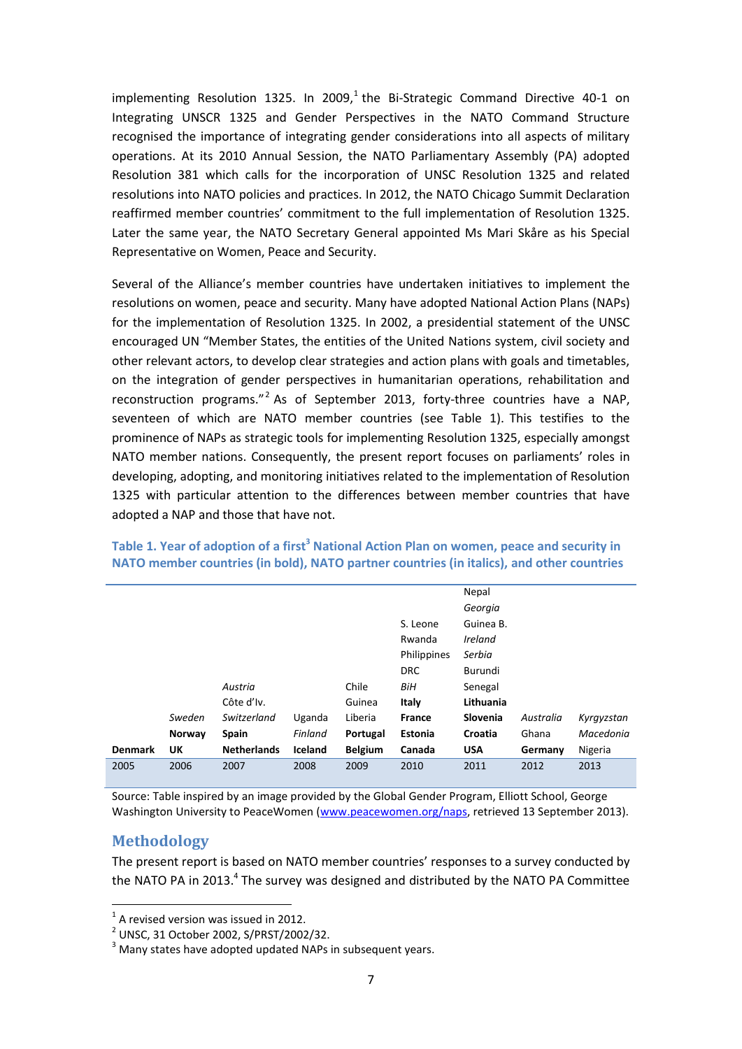implementing Resolution 1325. In 2009,[1] the Bi-Strategic Command Directive 40-1 on Integrating UNSCR 1325 and Gender Perspectives in the NATO Command Structure recognised the importance of integrating gender considerations into all aspects of military operations. At its 2010 Annual Session, the NATO Parliamentary Assembly (PA) adopted Resolution 381 which calls for the incorporation of UNSC Resolution 1325 and related resolutions into NATO policies and practices. In 2012, the NATO Chicago Summit Declaration reaffirmed member countries' commitment to the full implementation of Resolution 1325. Later the same year, the NATO Secretary General appointed Ms Mari Skåre as his Special Representative on Women, Peace and Security.

Several of the Alliance's member countries have undertaken initiatives to implement the resolutions on women, peace and security. Many have adopted National Action Plans (NAPs) for the implementation of Resolution 1325. In 2002, a presidential statement of the UNSC encouraged UN "Member States, the entities of the United Nations system, civil society and other relevant actors, to develop clear strategies and action plans with goals and timetables, on the integration of gender perspectives in humanitarian operations, rehabilitation and reconstruction programs."[2] As of September 2013, forty-three countries have a NAP, seventeen of which are NATO member countries (see Table 1). This testifies to the prominence of NAPs as strategic tools for implementing Resolution 1325, especially amongst NATO member nations. Consequently, the present report focuses on parliaments' roles in developing, adopting, and monitoring initiatives related to the implementation of Resolution 1325 with particular attention to the differences between member countries that have adopted a NAP and those that have not.

**Table 1. Year of adoption of a first[3] National Action Plan on women, peace and security in NATO member countries (in bold), NATO partner countries (in italics), and other countries**

| 2005 | 2006 | 2007 | 2008 | 2009 | 2010 | 2011 | 2012 | 2013 |
|---|---|---|---|---|---|---|---|---|
| **Denmark** | **UK** | **Netherlands** | **Iceland** | **Belgium** | **Canada** | **USA** | **Germany** | Nigeria |
| | **Norway** | **Spain** | *Finland* | **Portugal** | **Estonia** | **Croatia** | Ghana | *Macedonia* |
| | *Sweden* | *Switzerland* | Uganda | Liberia | **France** | **Slovenia** | *Australia* | *Kyrgyzstan* |
| | | Côte d'Iv. | | Guinea | **Italy** | **Lithuania** | | |
| | | *Austria* | | Chile | *BiH* | Senegal | | |
| | | | | | DRC | Burundi | | |
| | | | | | Philippines | *Serbia* | | |
| | | | | | Rwanda | *Ireland* | | |
| | | | | | S. Leone | Guinea B. | | |
| | | | | | | *Georgia* | | |
| | | | | | | Nepal | | |

Source: Table inspired by an image provided by the Global Gender Program, Elliott School, George Washington University to PeaceWomen (www.peacewomen.org/naps, retrieved 13 September 2013).

## Methodology

The present report is based on NATO member countries' responses to a survey conducted by the NATO PA in 2013.[4] The survey was designed and distributed by the NATO PA Committee

---

[1] A revised version was issued in 2012.

[2] UNSC, 31 October 2002, S/PRST/2002/32.

[3] Many states have adopted updated NAPs in subsequent years.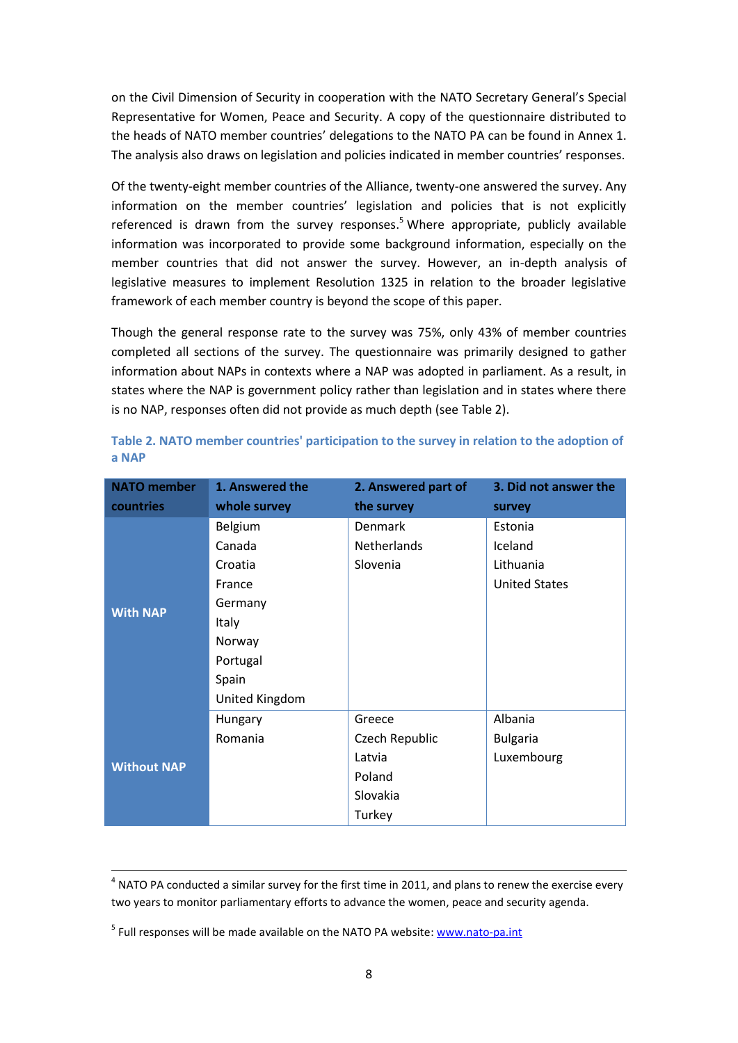on the Civil Dimension of Security in cooperation with the NATO Secretary General's Special Representative for Women, Peace and Security. A copy of the questionnaire distributed to the heads of NATO member countries' delegations to the NATO PA can be found in Annex 1. The analysis also draws on legislation and policies indicated in member countries' responses.

Of the twenty-eight member countries of the Alliance, twenty-one answered the survey. Any information on the member countries' legislation and policies that is not explicitly referenced is drawn from the survey responses.[5] Where appropriate, publicly available information was incorporated to provide some background information, especially on the member countries that did not answer the survey. However, an in-depth analysis of legislative measures to implement Resolution 1325 in relation to the broader legislative framework of each member country is beyond the scope of this paper.

Though the general response rate to the survey was 75%, only 43% of member countries completed all sections of the survey. The questionnaire was primarily designed to gather information about NAPs in contexts where a NAP was adopted in parliament. As a result, in states where the NAP is government policy rather than legislation and in states where there is no NAP, responses often did not provide as much depth (see Table 2).

**Table 2. NATO member countries' participation to the survey in relation to the adoption of a NAP**

| NATO member countries | 1. Answered the whole survey | 2. Answered part of the survey | 3. Did not answer the survey |
|---|---|---|---|
| **With NAP** | Belgium<br>Canada<br>Croatia<br>France<br>Germany<br>Italy<br>Norway<br>Portugal<br>Spain<br>United Kingdom | Denmark<br>Netherlands<br>Slovenia | Estonia<br>Iceland<br>Lithuania<br>United States |
| **Without NAP** | Hungary<br>Romania | Greece<br>Czech Republic<br>Latvia<br>Poland<br>Slovakia<br>Turkey | Albania<br>Bulgaria<br>Luxembourg |

---

[4] NATO PA conducted a similar survey for the first time in 2011, and plans to renew the exercise every two years to monitor parliamentary efforts to advance the women, peace and security agenda.

[5] Full responses will be made available on the NATO PA website: [www.nato-pa.int](http://www.nato-pa.int)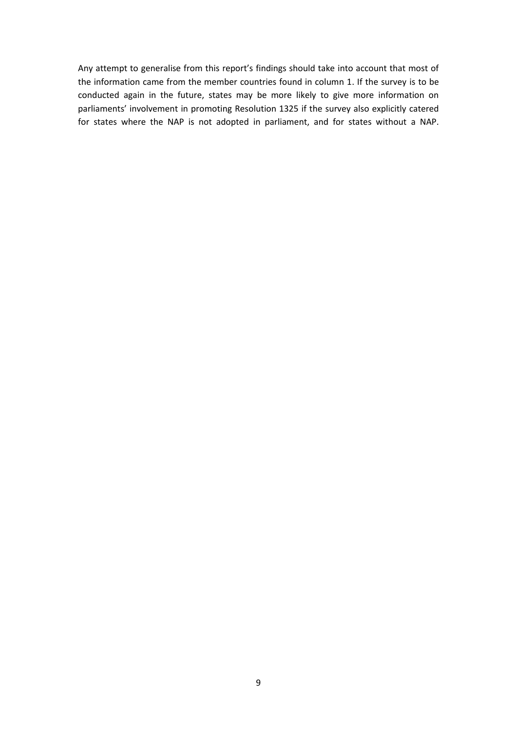Any attempt to generalise from this report's findings should take into account that most of the information came from the member countries found in column 1. If the survey is to be conducted again in the future, states may be more likely to give more information on parliaments' involvement in promoting Resolution 1325 if the survey also explicitly catered for states where the NAP is not adopted in parliament, and for states without a NAP.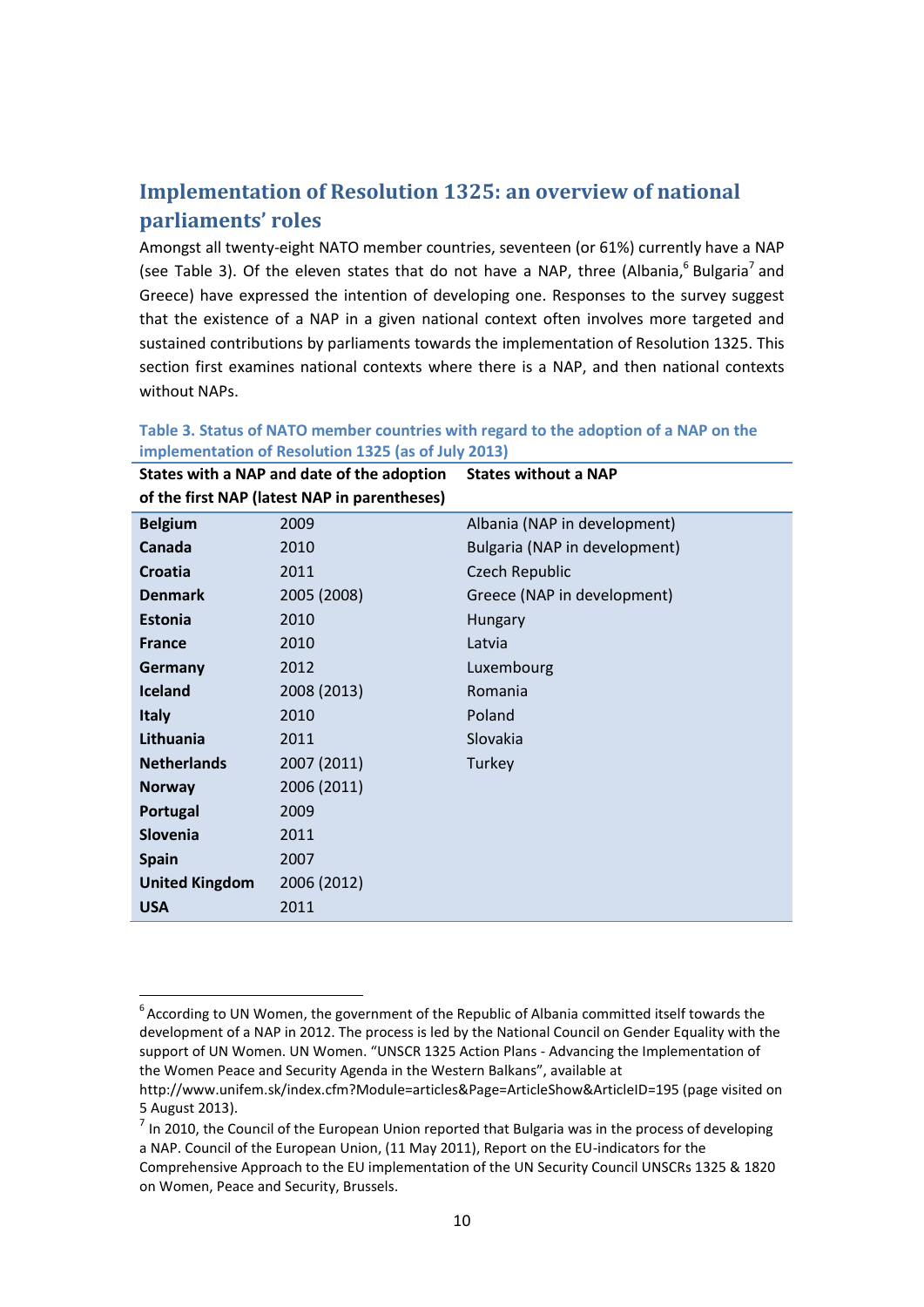## Implementation of Resolution 1325: an overview of national parliaments' roles

Amongst all twenty-eight NATO member countries, seventeen (or 61%) currently have a NAP (see Table 3). Of the eleven states that do not have a NAP, three (Albania,[6] Bulgaria[7] and Greece) have expressed the intention of developing one. Responses to the survey suggest that the existence of a NAP in a given national context often involves more targeted and sustained contributions by parliaments towards the implementation of Resolution 1325. This section first examines national contexts where there is a NAP, and then national contexts without NAPs.

**Table 3. Status of NATO member countries with regard to the adoption of a NAP on the implementation of Resolution 1325 (as of July 2013)**

| States with a NAP and date of the adoption of the first NAP (latest NAP in parentheses) | | States without a NAP |
|---|---|---|
| **Belgium** | 2009 | Albania (NAP in development) |
| **Canada** | 2010 | Bulgaria (NAP in development) |
| **Croatia** | 2011 | Czech Republic |
| **Denmark** | 2005 (2008) | Greece (NAP in development) |
| **Estonia** | 2010 | Hungary |
| **France** | 2010 | Latvia |
| **Germany** | 2012 | Luxembourg |
| **Iceland** | 2008 (2013) | Romania |
| **Italy** | 2010 | Poland |
| **Lithuania** | 2011 | Slovakia |
| **Netherlands** | 2007 (2011) | Turkey |
| **Norway** | 2006 (2011) | |
| **Portugal** | 2009 | |
| **Slovenia** | 2011 | |
| **Spain** | 2007 | |
| **United Kingdom** | 2006 (2012) | |
| **USA** | 2011 | |

---

[6] According to UN Women, the government of the Republic of Albania committed itself towards the development of a NAP in 2012. The process is led by the National Council on Gender Equality with the support of UN Women. UN Women. "UNSCR 1325 Action Plans - Advancing the Implementation of the Women Peace and Security Agenda in the Western Balkans", available at http://www.unifem.sk/index.cfm?Module=articles&Page=ArticleShow&ArticleID=195 (page visited on 5 August 2013).

[7] In 2010, the Council of the European Union reported that Bulgaria was in the process of developing a NAP. Council of the European Union, (11 May 2011), Report on the EU-indicators for the Comprehensive Approach to the EU implementation of the UN Security Council UNSCRs 1325 & 1820 on Women, Peace and Security, Brussels.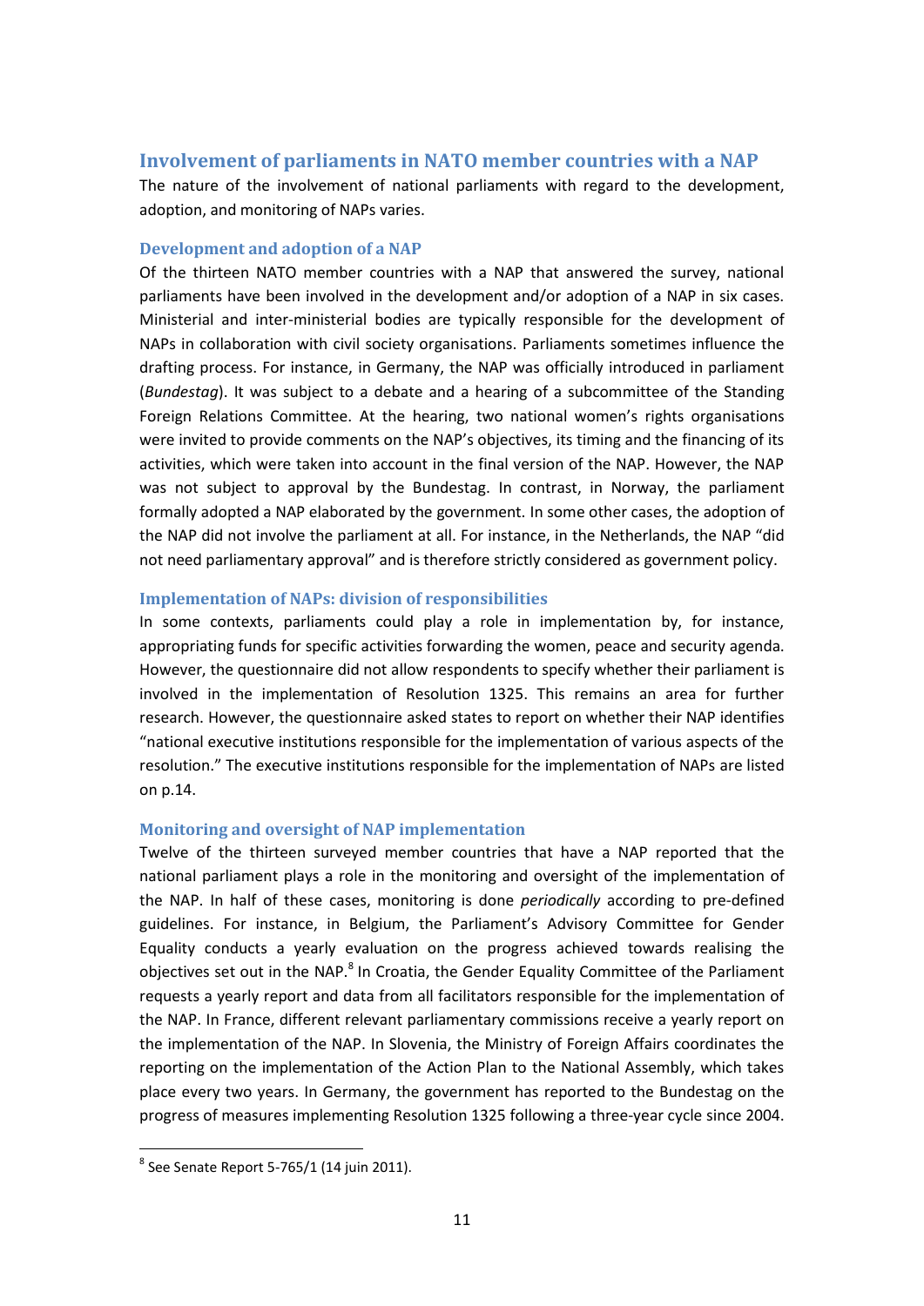## Involvement of parliaments in NATO member countries with a NAP

The nature of the involvement of national parliaments with regard to the development, adoption, and monitoring of NAPs varies.

### Development and adoption of a NAP

Of the thirteen NATO member countries with a NAP that answered the survey, national parliaments have been involved in the development and/or adoption of a NAP in six cases. Ministerial and inter-ministerial bodies are typically responsible for the development of NAPs in collaboration with civil society organisations. Parliaments sometimes influence the drafting process. For instance, in Germany, the NAP was officially introduced in parliament (*Bundestag*). It was subject to a debate and a hearing of a subcommittee of the Standing Foreign Relations Committee. At the hearing, two national women's rights organisations were invited to provide comments on the NAP's objectives, its timing and the financing of its activities, which were taken into account in the final version of the NAP. However, the NAP was not subject to approval by the Bundestag. In contrast, in Norway, the parliament formally adopted a NAP elaborated by the government. In some other cases, the adoption of the NAP did not involve the parliament at all. For instance, in the Netherlands, the NAP "did not need parliamentary approval" and is therefore strictly considered as government policy.

### Implementation of NAPs: division of responsibilities

In some contexts, parliaments could play a role in implementation by, for instance, appropriating funds for specific activities forwarding the women, peace and security agenda. However, the questionnaire did not allow respondents to specify whether their parliament is involved in the implementation of Resolution 1325. This remains an area for further research. However, the questionnaire asked states to report on whether their NAP identifies "national executive institutions responsible for the implementation of various aspects of the resolution." The executive institutions responsible for the implementation of NAPs are listed on p.14.

### Monitoring and oversight of NAP implementation

Twelve of the thirteen surveyed member countries that have a NAP reported that the national parliament plays a role in the monitoring and oversight of the implementation of the NAP. In half of these cases, monitoring is done *periodically* according to pre-defined guidelines. For instance, in Belgium, the Parliament's Advisory Committee for Gender Equality conducts a yearly evaluation on the progress achieved towards realising the objectives set out in the NAP.[8] In Croatia, the Gender Equality Committee of the Parliament requests a yearly report and data from all facilitators responsible for the implementation of the NAP. In France, different relevant parliamentary commissions receive a yearly report on the implementation of the NAP. In Slovenia, the Ministry of Foreign Affairs coordinates the reporting on the implementation of the Action Plan to the National Assembly, which takes place every two years. In Germany, the government has reported to the Bundestag on the progress of measures implementing Resolution 1325 following a three-year cycle since 2004.

---

[8] See Senate Report 5-765/1 (14 juin 2011).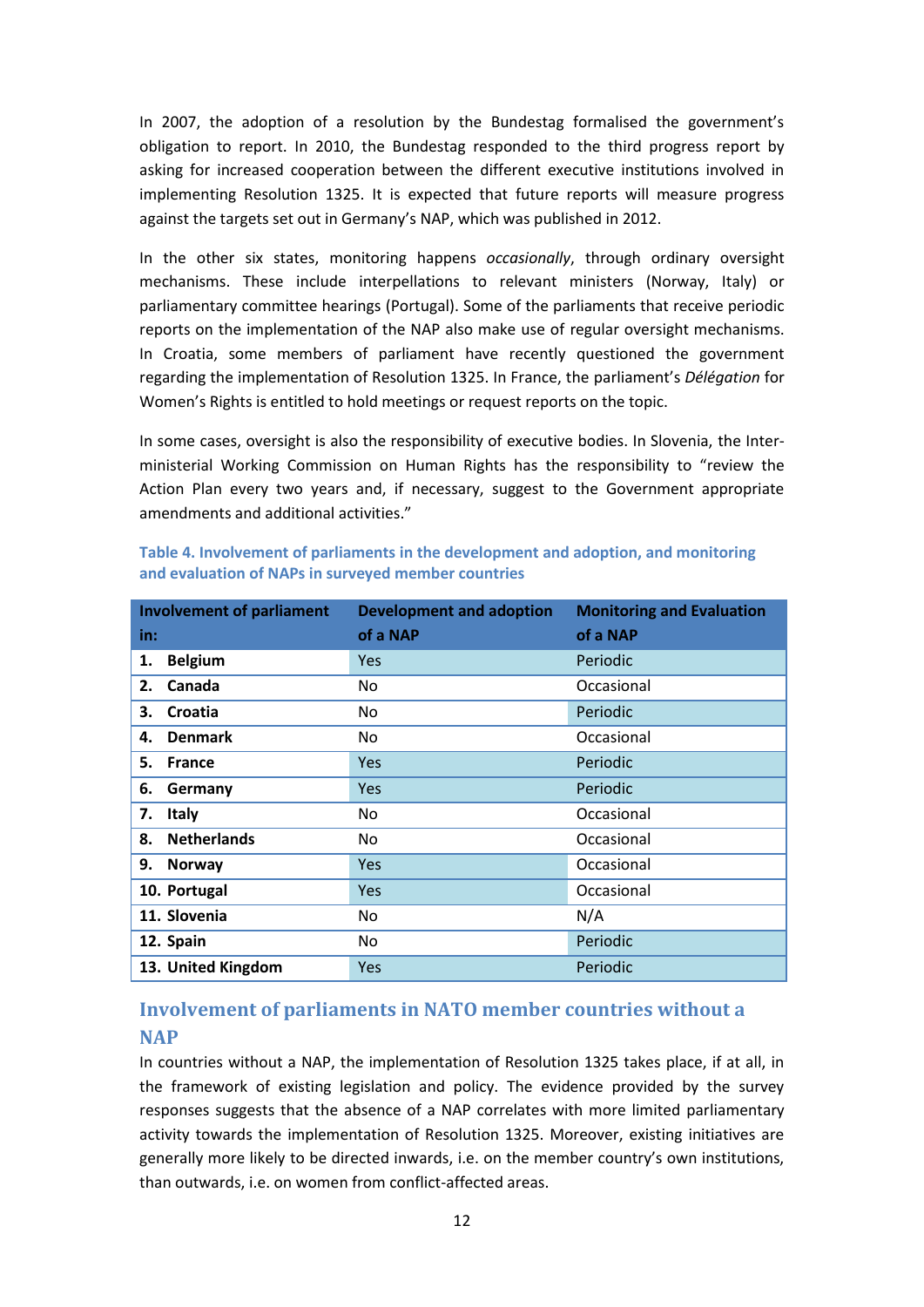In 2007, the adoption of a resolution by the Bundestag formalised the government's obligation to report. In 2010, the Bundestag responded to the third progress report by asking for increased cooperation between the different executive institutions involved in implementing Resolution 1325. It is expected that future reports will measure progress against the targets set out in Germany's NAP, which was published in 2012.

In the other six states, monitoring happens *occasionally*, through ordinary oversight mechanisms. These include interpellations to relevant ministers (Norway, Italy) or parliamentary committee hearings (Portugal). Some of the parliaments that receive periodic reports on the implementation of the NAP also make use of regular oversight mechanisms. In Croatia, some members of parliament have recently questioned the government regarding the implementation of Resolution 1325. In France, the parliament's *Délégation* for Women's Rights is entitled to hold meetings or request reports on the topic.

In some cases, oversight is also the responsibility of executive bodies. In Slovenia, the Inter-ministerial Working Commission on Human Rights has the responsibility to "review the Action Plan every two years and, if necessary, suggest to the Government appropriate amendments and additional activities."

**Table 4. Involvement of parliaments in the development and adoption, and monitoring and evaluation of NAPs in surveyed member countries**

| Involvement of parliament in: | Development and adoption of a NAP | Monitoring and Evaluation of a NAP |
|---|---|---|
| **1. Belgium** | Yes | Periodic |
| **2. Canada** | No | Occasional |
| **3. Croatia** | No | Periodic |
| **4. Denmark** | No | Occasional |
| **5. France** | Yes | Periodic |
| **6. Germany** | Yes | Periodic |
| **7. Italy** | No | Occasional |
| **8. Netherlands** | No | Occasional |
| **9. Norway** | Yes | Occasional |
| **10. Portugal** | Yes | Occasional |
| **11. Slovenia** | No | N/A |
| **12. Spain** | No | Periodic |
| **13. United Kingdom** | Yes | Periodic |

## Involvement of parliaments in NATO member countries without a NAP

In countries without a NAP, the implementation of Resolution 1325 takes place, if at all, in the framework of existing legislation and policy. The evidence provided by the survey responses suggests that the absence of a NAP correlates with more limited parliamentary activity towards the implementation of Resolution 1325. Moreover, existing initiatives are generally more likely to be directed inwards, i.e. on the member country's own institutions, than outwards, i.e. on women from conflict-affected areas.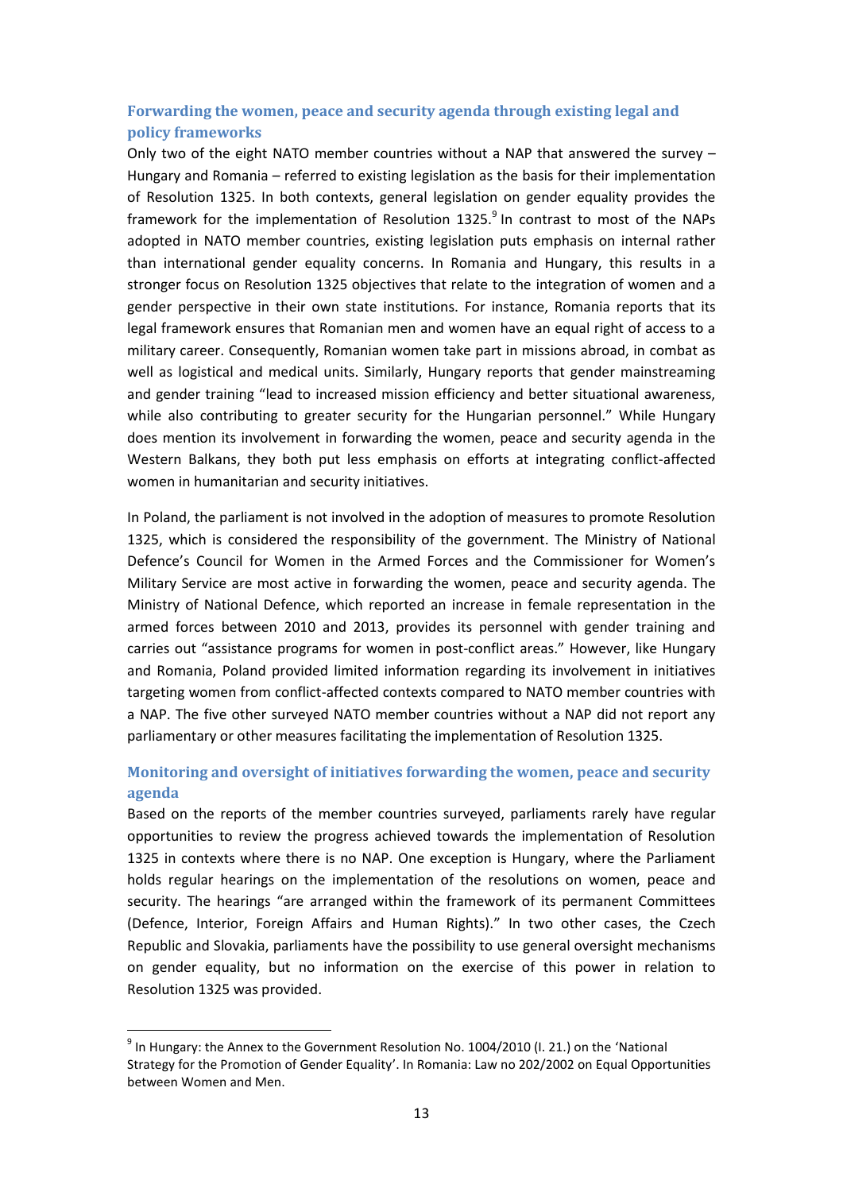### Forwarding the women, peace and security agenda through existing legal and policy frameworks

Only two of the eight NATO member countries without a NAP that answered the survey – Hungary and Romania – referred to existing legislation as the basis for their implementation of Resolution 1325. In both contexts, general legislation on gender equality provides the framework for the implementation of Resolution 1325.[9] In contrast to most of the NAPs adopted in NATO member countries, existing legislation puts emphasis on internal rather than international gender equality concerns. In Romania and Hungary, this results in a stronger focus on Resolution 1325 objectives that relate to the integration of women and a gender perspective in their own state institutions. For instance, Romania reports that its legal framework ensures that Romanian men and women have an equal right of access to a military career. Consequently, Romanian women take part in missions abroad, in combat as well as logistical and medical units. Similarly, Hungary reports that gender mainstreaming and gender training "lead to increased mission efficiency and better situational awareness, while also contributing to greater security for the Hungarian personnel." While Hungary does mention its involvement in forwarding the women, peace and security agenda in the Western Balkans, they both put less emphasis on efforts at integrating conflict-affected women in humanitarian and security initiatives.

In Poland, the parliament is not involved in the adoption of measures to promote Resolution 1325, which is considered the responsibility of the government. The Ministry of National Defence's Council for Women in the Armed Forces and the Commissioner for Women's Military Service are most active in forwarding the women, peace and security agenda. The Ministry of National Defence, which reported an increase in female representation in the armed forces between 2010 and 2013, provides its personnel with gender training and carries out "assistance programs for women in post-conflict areas." However, like Hungary and Romania, Poland provided limited information regarding its involvement in initiatives targeting women from conflict-affected contexts compared to NATO member countries with a NAP. The five other surveyed NATO member countries without a NAP did not report any parliamentary or other measures facilitating the implementation of Resolution 1325.

### Monitoring and oversight of initiatives forwarding the women, peace and security agenda

Based on the reports of the member countries surveyed, parliaments rarely have regular opportunities to review the progress achieved towards the implementation of Resolution 1325 in contexts where there is no NAP. One exception is Hungary, where the Parliament holds regular hearings on the implementation of the resolutions on women, peace and security. The hearings "are arranged within the framework of its permanent Committees (Defence, Interior, Foreign Affairs and Human Rights)." In two other cases, the Czech Republic and Slovakia, parliaments have the possibility to use general oversight mechanisms on gender equality, but no information on the exercise of this power in relation to Resolution 1325 was provided.

---

[9] In Hungary: the Annex to the Government Resolution No. 1004/2010 (I. 21.) on the 'National Strategy for the Promotion of Gender Equality'. In Romania: Law no 202/2002 on Equal Opportunities between Women and Men.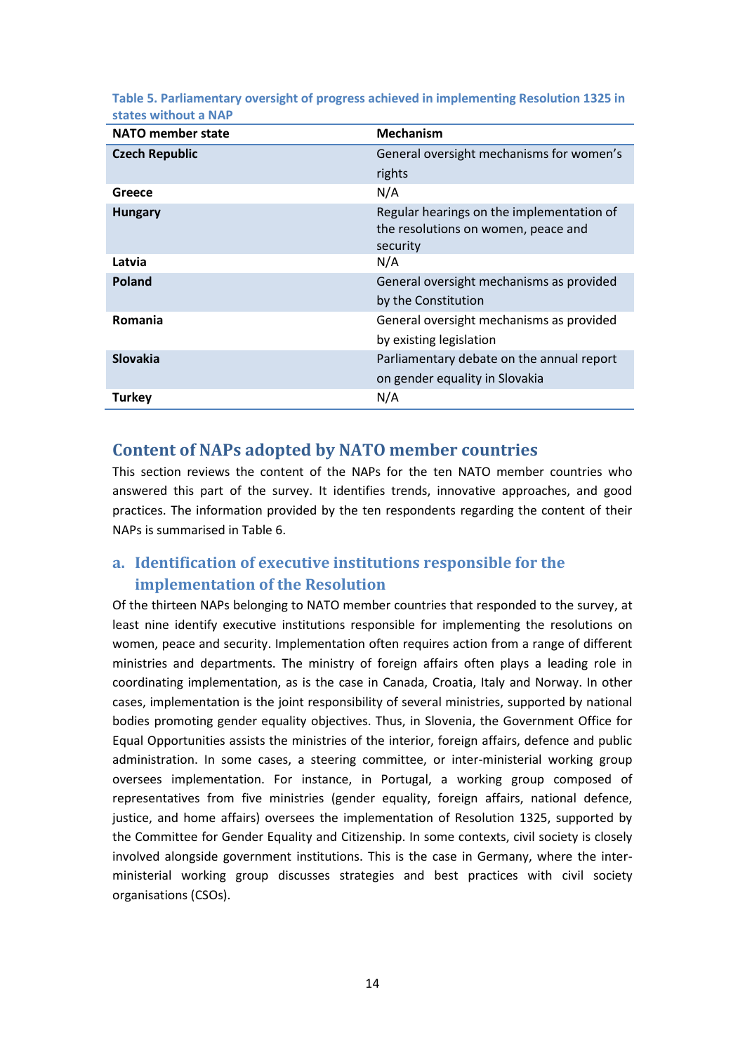**Table 5. Parliamentary oversight of progress achieved in implementing Resolution 1325 in states without a NAP**

| NATO member state | Mechanism |
| --- | --- |
| **Czech Republic** | General oversight mechanisms for women's rights |
| **Greece** | N/A |
| **Hungary** | Regular hearings on the implementation of the resolutions on women, peace and security |
| **Latvia** | N/A |
| **Poland** | General oversight mechanisms as provided by the Constitution |
| **Romania** | General oversight mechanisms as provided by existing legislation |
| **Slovakia** | Parliamentary debate on the annual report on gender equality in Slovakia |
| **Turkey** | N/A |

## Content of NAPs adopted by NATO member countries

This section reviews the content of the NAPs for the ten NATO member countries who answered this part of the survey. It identifies trends, innovative approaches, and good practices. The information provided by the ten respondents regarding the content of their NAPs is summarised in Table 6.

### a. Identification of executive institutions responsible for the implementation of the Resolution

Of the thirteen NAPs belonging to NATO member countries that responded to the survey, at least nine identify executive institutions responsible for implementing the resolutions on women, peace and security. Implementation often requires action from a range of different ministries and departments. The ministry of foreign affairs often plays a leading role in coordinating implementation, as is the case in Canada, Croatia, Italy and Norway. In other cases, implementation is the joint responsibility of several ministries, supported by national bodies promoting gender equality objectives. Thus, in Slovenia, the Government Office for Equal Opportunities assists the ministries of the interior, foreign affairs, defence and public administration. In some cases, a steering committee, or inter-ministerial working group oversees implementation. For instance, in Portugal, a working group composed of representatives from five ministries (gender equality, foreign affairs, national defence, justice, and home affairs) oversees the implementation of Resolution 1325, supported by the Committee for Gender Equality and Citizenship. In some contexts, civil society is closely involved alongside government institutions. This is the case in Germany, where the inter-ministerial working group discusses strategies and best practices with civil society organisations (CSOs).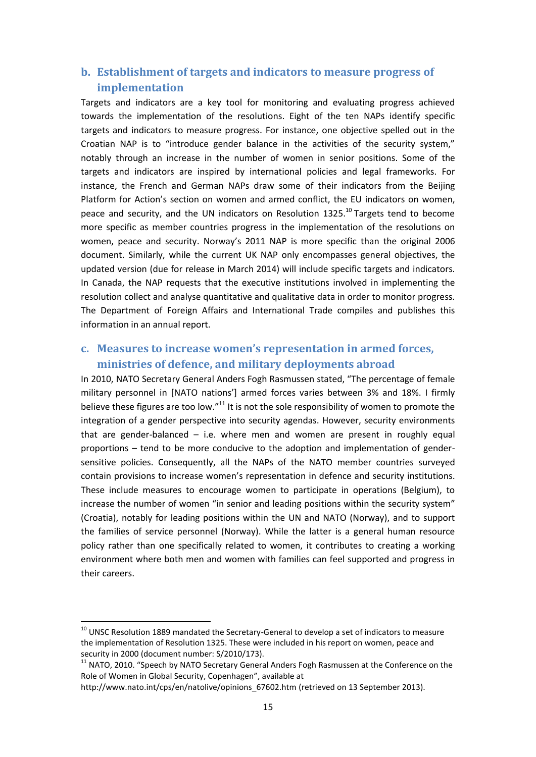## b. Establishment of targets and indicators to measure progress of implementation

Targets and indicators are a key tool for monitoring and evaluating progress achieved towards the implementation of the resolutions. Eight of the ten NAPs identify specific targets and indicators to measure progress. For instance, one objective spelled out in the Croatian NAP is to "introduce gender balance in the activities of the security system," notably through an increase in the number of women in senior positions. Some of the targets and indicators are inspired by international policies and legal frameworks. For instance, the French and German NAPs draw some of their indicators from the Beijing Platform for Action's section on women and armed conflict, the EU indicators on women, peace and security, and the UN indicators on Resolution 1325.[10] Targets tend to become more specific as member countries progress in the implementation of the resolutions on women, peace and security. Norway's 2011 NAP is more specific than the original 2006 document. Similarly, while the current UK NAP only encompasses general objectives, the updated version (due for release in March 2014) will include specific targets and indicators. In Canada, the NAP requests that the executive institutions involved in implementing the resolution collect and analyse quantitative and qualitative data in order to monitor progress. The Department of Foreign Affairs and International Trade compiles and publishes this information in an annual report.

## c. Measures to increase women's representation in armed forces, ministries of defence, and military deployments abroad

In 2010, NATO Secretary General Anders Fogh Rasmussen stated, "The percentage of female military personnel in [NATO nations'] armed forces varies between 3% and 18%. I firmly believe these figures are too low."[11] It is not the sole responsibility of women to promote the integration of a gender perspective into security agendas. However, security environments that are gender-balanced – i.e. where men and women are present in roughly equal proportions – tend to be more conducive to the adoption and implementation of gender-sensitive policies. Consequently, all the NAPs of the NATO member countries surveyed contain provisions to increase women's representation in defence and security institutions. These include measures to encourage women to participate in operations (Belgium), to increase the number of women "in senior and leading positions within the security system" (Croatia), notably for leading positions within the UN and NATO (Norway), and to support the families of service personnel (Norway). While the latter is a general human resource policy rather than one specifically related to women, it contributes to creating a working environment where both men and women with families can feel supported and progress in their careers.

---

[10] UNSC Resolution 1889 mandated the Secretary-General to develop a set of indicators to measure the implementation of Resolution 1325. These were included in his report on women, peace and security in 2000 (document number: S/2010/173).

[11] NATO, 2010. "Speech by NATO Secretary General Anders Fogh Rasmussen at the Conference on the Role of Women in Global Security, Copenhagen", available at http://www.nato.int/cps/en/natolive/opinions_67602.htm (retrieved on 13 September 2013).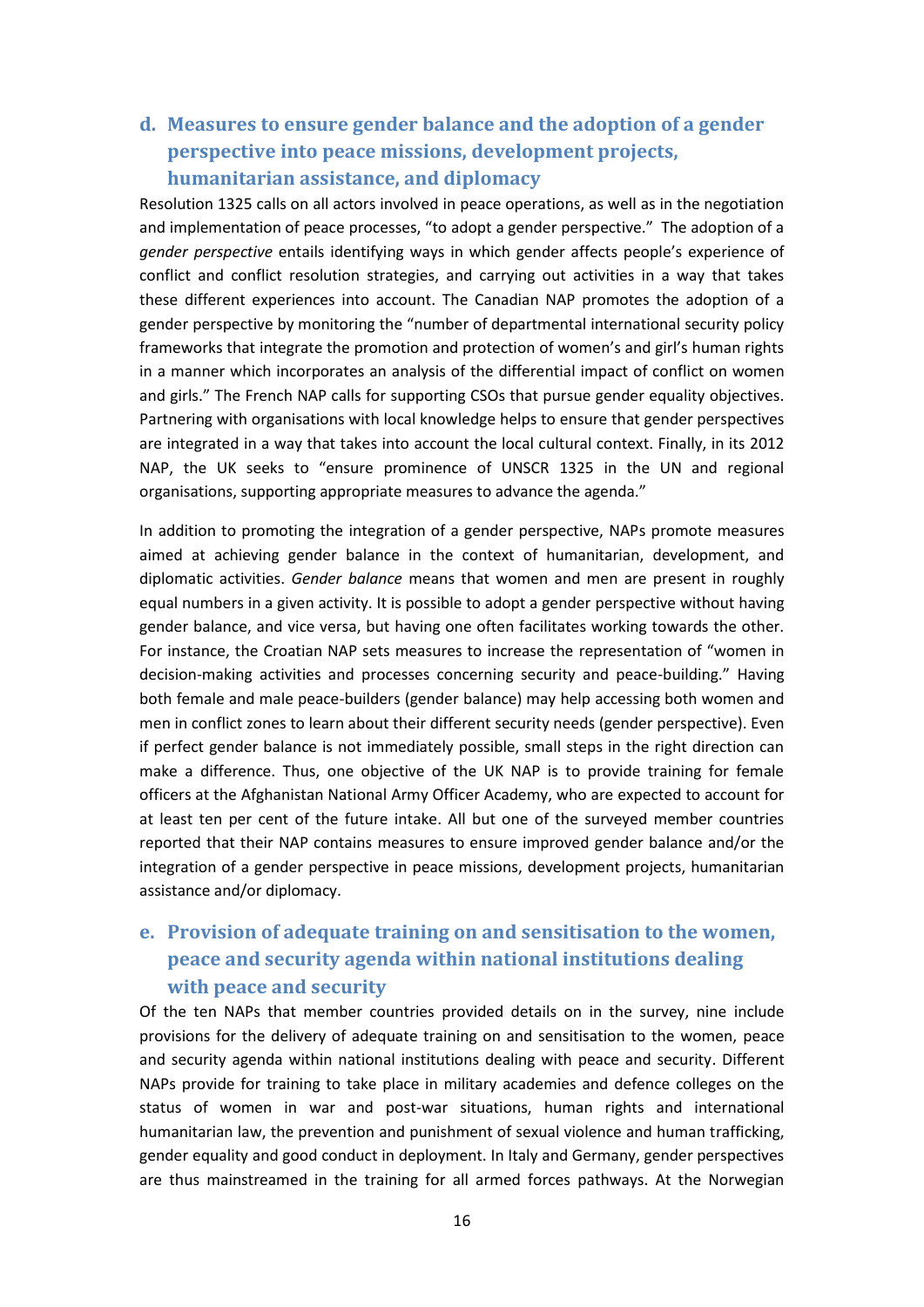### d. Measures to ensure gender balance and the adoption of a gender perspective into peace missions, development projects, humanitarian assistance, and diplomacy

Resolution 1325 calls on all actors involved in peace operations, as well as in the negotiation and implementation of peace processes, "to adopt a gender perspective." The adoption of a *gender perspective* entails identifying ways in which gender affects people's experience of conflict and conflict resolution strategies, and carrying out activities in a way that takes these different experiences into account. The Canadian NAP promotes the adoption of a gender perspective by monitoring the "number of departmental international security policy frameworks that integrate the promotion and protection of women's and girl's human rights in a manner which incorporates an analysis of the differential impact of conflict on women and girls." The French NAP calls for supporting CSOs that pursue gender equality objectives. Partnering with organisations with local knowledge helps to ensure that gender perspectives are integrated in a way that takes into account the local cultural context. Finally, in its 2012 NAP, the UK seeks to "ensure prominence of UNSCR 1325 in the UN and regional organisations, supporting appropriate measures to advance the agenda."

In addition to promoting the integration of a gender perspective, NAPs promote measures aimed at achieving gender balance in the context of humanitarian, development, and diplomatic activities. *Gender balance* means that women and men are present in roughly equal numbers in a given activity. It is possible to adopt a gender perspective without having gender balance, and vice versa, but having one often facilitates working towards the other. For instance, the Croatian NAP sets measures to increase the representation of "women in decision-making activities and processes concerning security and peace-building." Having both female and male peace-builders (gender balance) may help accessing both women and men in conflict zones to learn about their different security needs (gender perspective). Even if perfect gender balance is not immediately possible, small steps in the right direction can make a difference. Thus, one objective of the UK NAP is to provide training for female officers at the Afghanistan National Army Officer Academy, who are expected to account for at least ten per cent of the future intake. All but one of the surveyed member countries reported that their NAP contains measures to ensure improved gender balance and/or the integration of a gender perspective in peace missions, development projects, humanitarian assistance and/or diplomacy.

### e. Provision of adequate training on and sensitisation to the women, peace and security agenda within national institutions dealing with peace and security

Of the ten NAPs that member countries provided details on in the survey, nine include provisions for the delivery of adequate training on and sensitisation to the women, peace and security agenda within national institutions dealing with peace and security. Different NAPs provide for training to take place in military academies and defence colleges on the status of women in war and post-war situations, human rights and international humanitarian law, the prevention and punishment of sexual violence and human trafficking, gender equality and good conduct in deployment. In Italy and Germany, gender perspectives are thus mainstreamed in the training for all armed forces pathways. At the Norwegian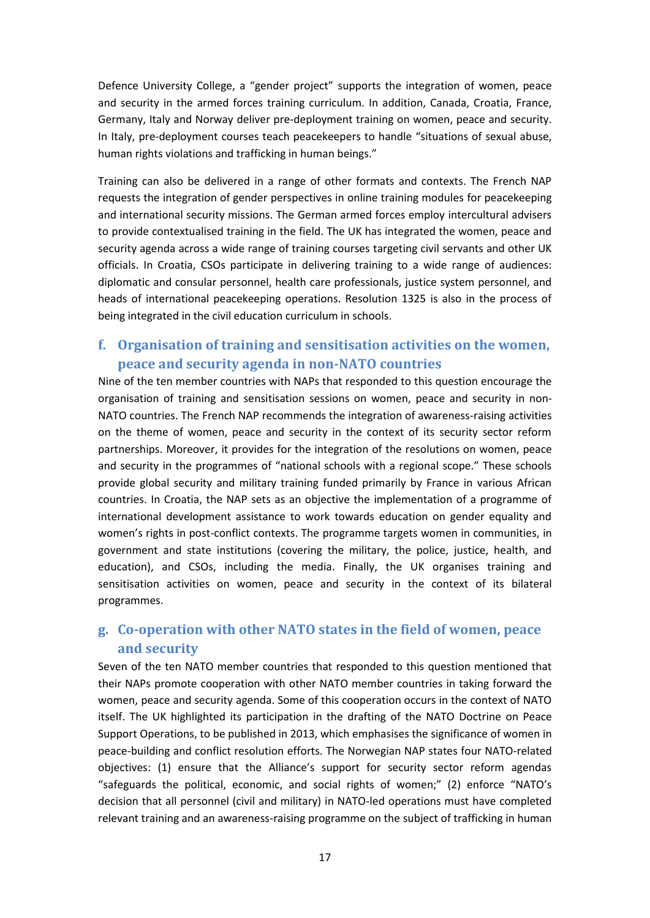Defence University College, a "gender project" supports the integration of women, peace and security in the armed forces training curriculum. In addition, Canada, Croatia, France, Germany, Italy and Norway deliver pre-deployment training on women, peace and security. In Italy, pre-deployment courses teach peacekeepers to handle "situations of sexual abuse, human rights violations and trafficking in human beings."

Training can also be delivered in a range of other formats and contexts. The French NAP requests the integration of gender perspectives in online training modules for peacekeeping and international security missions. The German armed forces employ intercultural advisers to provide contextualised training in the field. The UK has integrated the women, peace and security agenda across a wide range of training courses targeting civil servants and other UK officials. In Croatia, CSOs participate in delivering training to a wide range of audiences: diplomatic and consular personnel, health care professionals, justice system personnel, and heads of international peacekeeping operations. Resolution 1325 is also in the process of being integrated in the civil education curriculum in schools.

### f. Organisation of training and sensitisation activities on the women, peace and security agenda in non-NATO countries

Nine of the ten member countries with NAPs that responded to this question encourage the organisation of training and sensitisation sessions on women, peace and security in non-NATO countries. The French NAP recommends the integration of awareness-raising activities on the theme of women, peace and security in the context of its security sector reform partnerships. Moreover, it provides for the integration of the resolutions on women, peace and security in the programmes of "national schools with a regional scope." These schools provide global security and military training funded primarily by France in various African countries. In Croatia, the NAP sets as an objective the implementation of a programme of international development assistance to work towards education on gender equality and women's rights in post-conflict contexts. The programme targets women in communities, in government and state institutions (covering the military, the police, justice, health, and education), and CSOs, including the media. Finally, the UK organises training and sensitisation activities on women, peace and security in the context of its bilateral programmes.

### g. Co-operation with other NATO states in the field of women, peace and security

Seven of the ten NATO member countries that responded to this question mentioned that their NAPs promote cooperation with other NATO member countries in taking forward the women, peace and security agenda. Some of this cooperation occurs in the context of NATO itself. The UK highlighted its participation in the drafting of the NATO Doctrine on Peace Support Operations, to be published in 2013, which emphasises the significance of women in peace-building and conflict resolution efforts. The Norwegian NAP states four NATO-related objectives: (1) ensure that the Alliance's support for security sector reform agendas "safeguards the political, economic, and social rights of women;" (2) enforce "NATO's decision that all personnel (civil and military) in NATO-led operations must have completed relevant training and an awareness-raising programme on the subject of trafficking in human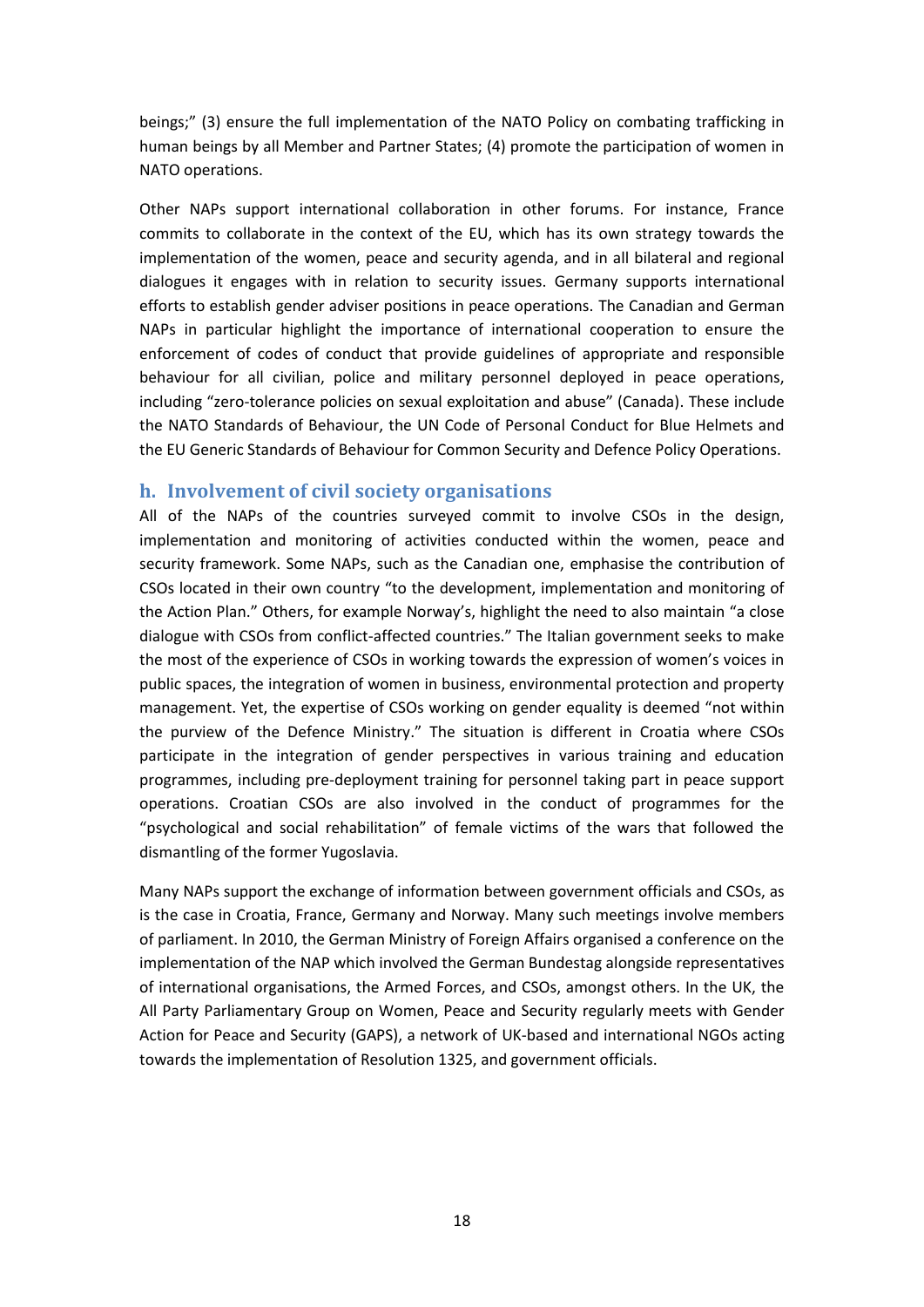beings;" (3) ensure the full implementation of the NATO Policy on combating trafficking in human beings by all Member and Partner States; (4) promote the participation of women in NATO operations.

Other NAPs support international collaboration in other forums. For instance, France commits to collaborate in the context of the EU, which has its own strategy towards the implementation of the women, peace and security agenda, and in all bilateral and regional dialogues it engages with in relation to security issues. Germany supports international efforts to establish gender adviser positions in peace operations. The Canadian and German NAPs in particular highlight the importance of international cooperation to ensure the enforcement of codes of conduct that provide guidelines of appropriate and responsible behaviour for all civilian, police and military personnel deployed in peace operations, including "zero-tolerance policies on sexual exploitation and abuse" (Canada). These include the NATO Standards of Behaviour, the UN Code of Personal Conduct for Blue Helmets and the EU Generic Standards of Behaviour for Common Security and Defence Policy Operations.

## h. Involvement of civil society organisations

All of the NAPs of the countries surveyed commit to involve CSOs in the design, implementation and monitoring of activities conducted within the women, peace and security framework. Some NAPs, such as the Canadian one, emphasise the contribution of CSOs located in their own country "to the development, implementation and monitoring of the Action Plan." Others, for example Norway's, highlight the need to also maintain "a close dialogue with CSOs from conflict-affected countries." The Italian government seeks to make the most of the experience of CSOs in working towards the expression of women's voices in public spaces, the integration of women in business, environmental protection and property management. Yet, the expertise of CSOs working on gender equality is deemed "not within the purview of the Defence Ministry." The situation is different in Croatia where CSOs participate in the integration of gender perspectives in various training and education programmes, including pre-deployment training for personnel taking part in peace support operations. Croatian CSOs are also involved in the conduct of programmes for the "psychological and social rehabilitation" of female victims of the wars that followed the dismantling of the former Yugoslavia.

Many NAPs support the exchange of information between government officials and CSOs, as is the case in Croatia, France, Germany and Norway. Many such meetings involve members of parliament. In 2010, the German Ministry of Foreign Affairs organised a conference on the implementation of the NAP which involved the German Bundestag alongside representatives of international organisations, the Armed Forces, and CSOs, amongst others. In the UK, the All Party Parliamentary Group on Women, Peace and Security regularly meets with Gender Action for Peace and Security (GAPS), a network of UK-based and international NGOs acting towards the implementation of Resolution 1325, and government officials.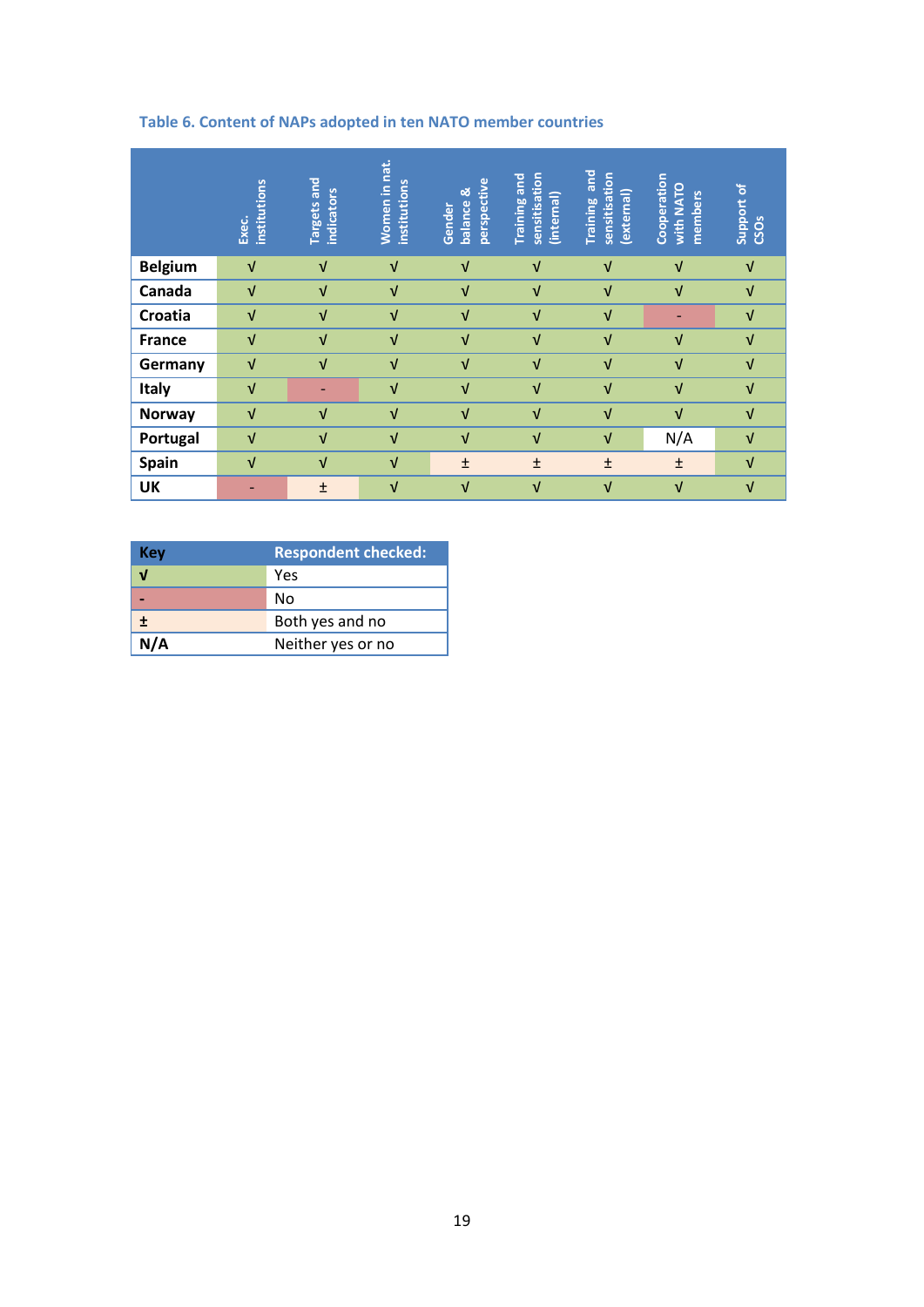**Table 6. Content of NAPs adopted in ten NATO member countries**

| | Exec. institutions | Targets and indicators | Women in nat. institutions | Gender balance & perspective | Training and sensitisation (internal) | Training and sensitisation (external) | Cooperation with NATO members | Support of CSOs |
|---|---|---|---|---|---|---|---|---|
| **Belgium** | √ | √ | √ | √ | √ | √ | √ | √ |
| **Canada** | √ | √ | √ | √ | √ | √ | √ | √ |
| **Croatia** | √ | √ | √ | √ | √ | √ | - | √ |
| **France** | √ | √ | √ | √ | √ | √ | √ | √ |
| **Germany** | √ | √ | √ | √ | √ | √ | √ | √ |
| **Italy** | √ | - | √ | √ | √ | √ | √ | √ |
| **Norway** | √ | √ | √ | √ | √ | √ | √ | √ |
| **Portugal** | √ | √ | √ | √ | √ | √ | N/A | √ |
| **Spain** | √ | √ | √ | ± | ± | ± | ± | √ |
| **UK** | - | ± | √ | √ | √ | √ | √ | √ |

| Key | Respondent checked: |
|---|---|
| **√** | Yes |
| **-** | No |
| **±** | Both yes and no |
| **N/A** | Neither yes or no |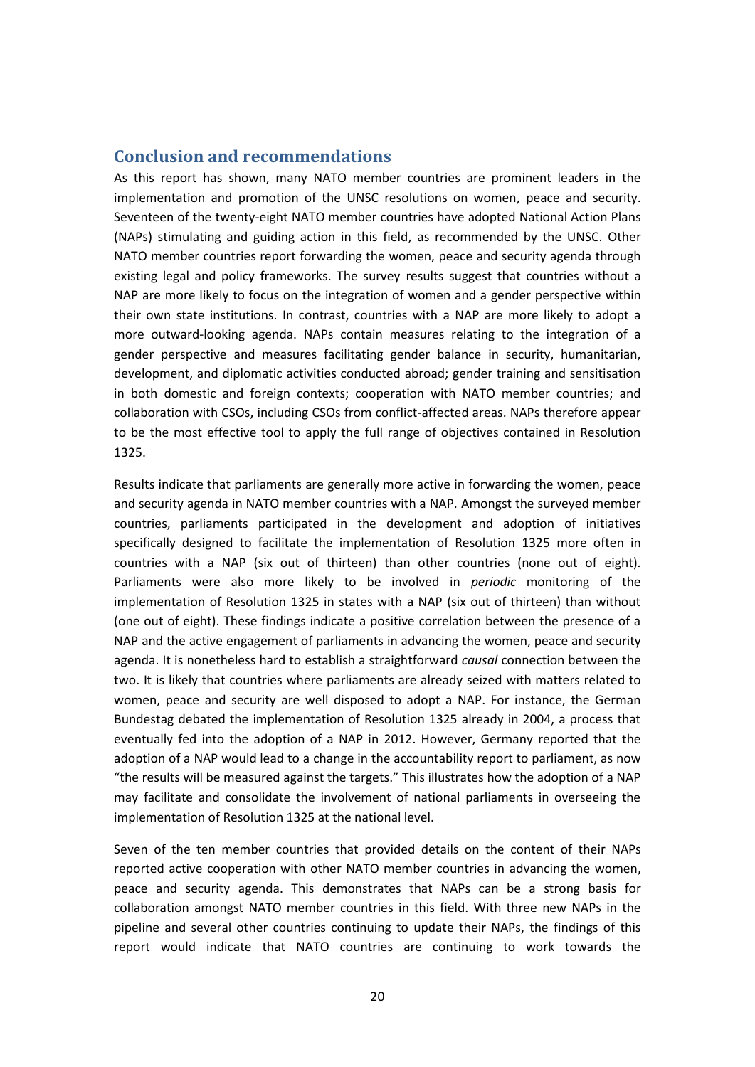## Conclusion and recommendations

As this report has shown, many NATO member countries are prominent leaders in the implementation and promotion of the UNSC resolutions on women, peace and security. Seventeen of the twenty-eight NATO member countries have adopted National Action Plans (NAPs) stimulating and guiding action in this field, as recommended by the UNSC. Other NATO member countries report forwarding the women, peace and security agenda through existing legal and policy frameworks. The survey results suggest that countries without a NAP are more likely to focus on the integration of women and a gender perspective within their own state institutions. In contrast, countries with a NAP are more likely to adopt a more outward-looking agenda. NAPs contain measures relating to the integration of a gender perspective and measures facilitating gender balance in security, humanitarian, development, and diplomatic activities conducted abroad; gender training and sensitisation in both domestic and foreign contexts; cooperation with NATO member countries; and collaboration with CSOs, including CSOs from conflict-affected areas. NAPs therefore appear to be the most effective tool to apply the full range of objectives contained in Resolution 1325.

Results indicate that parliaments are generally more active in forwarding the women, peace and security agenda in NATO member countries with a NAP. Amongst the surveyed member countries, parliaments participated in the development and adoption of initiatives specifically designed to facilitate the implementation of Resolution 1325 more often in countries with a NAP (six out of thirteen) than other countries (none out of eight). Parliaments were also more likely to be involved in *periodic* monitoring of the implementation of Resolution 1325 in states with a NAP (six out of thirteen) than without (one out of eight). These findings indicate a positive correlation between the presence of a NAP and the active engagement of parliaments in advancing the women, peace and security agenda. It is nonetheless hard to establish a straightforward *causal* connection between the two. It is likely that countries where parliaments are already seized with matters related to women, peace and security are well disposed to adopt a NAP. For instance, the German Bundestag debated the implementation of Resolution 1325 already in 2004, a process that eventually fed into the adoption of a NAP in 2012. However, Germany reported that the adoption of a NAP would lead to a change in the accountability report to parliament, as now "the results will be measured against the targets." This illustrates how the adoption of a NAP may facilitate and consolidate the involvement of national parliaments in overseeing the implementation of Resolution 1325 at the national level.

Seven of the ten member countries that provided details on the content of their NAPs reported active cooperation with other NATO member countries in advancing the women, peace and security agenda. This demonstrates that NAPs can be a strong basis for collaboration amongst NATO member countries in this field. With three new NAPs in the pipeline and several other countries continuing to update their NAPs, the findings of this report would indicate that NATO countries are continuing to work towards the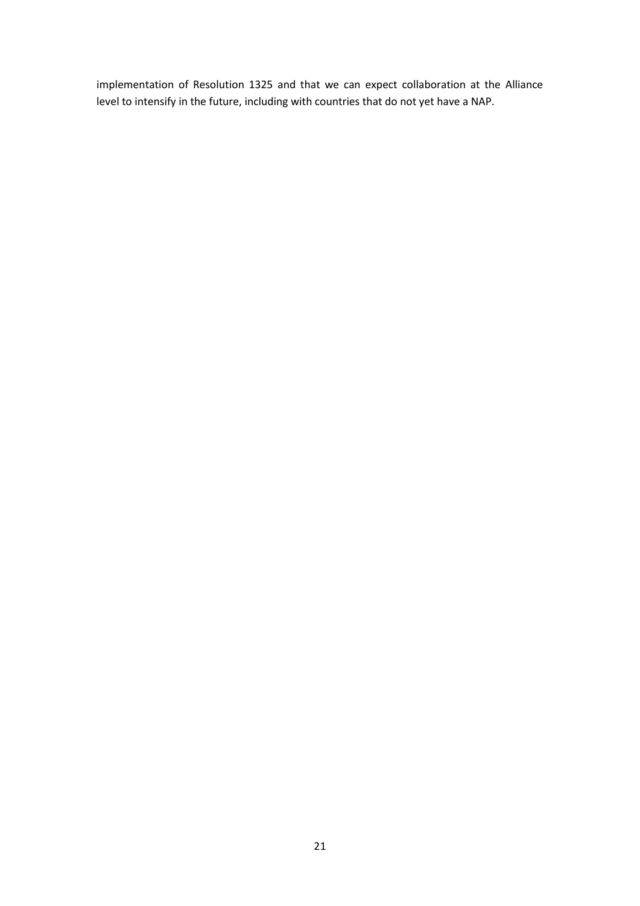implementation of Resolution 1325 and that we can expect collaboration at the Alliance level to intensify in the future, including with countries that do not yet have a NAP.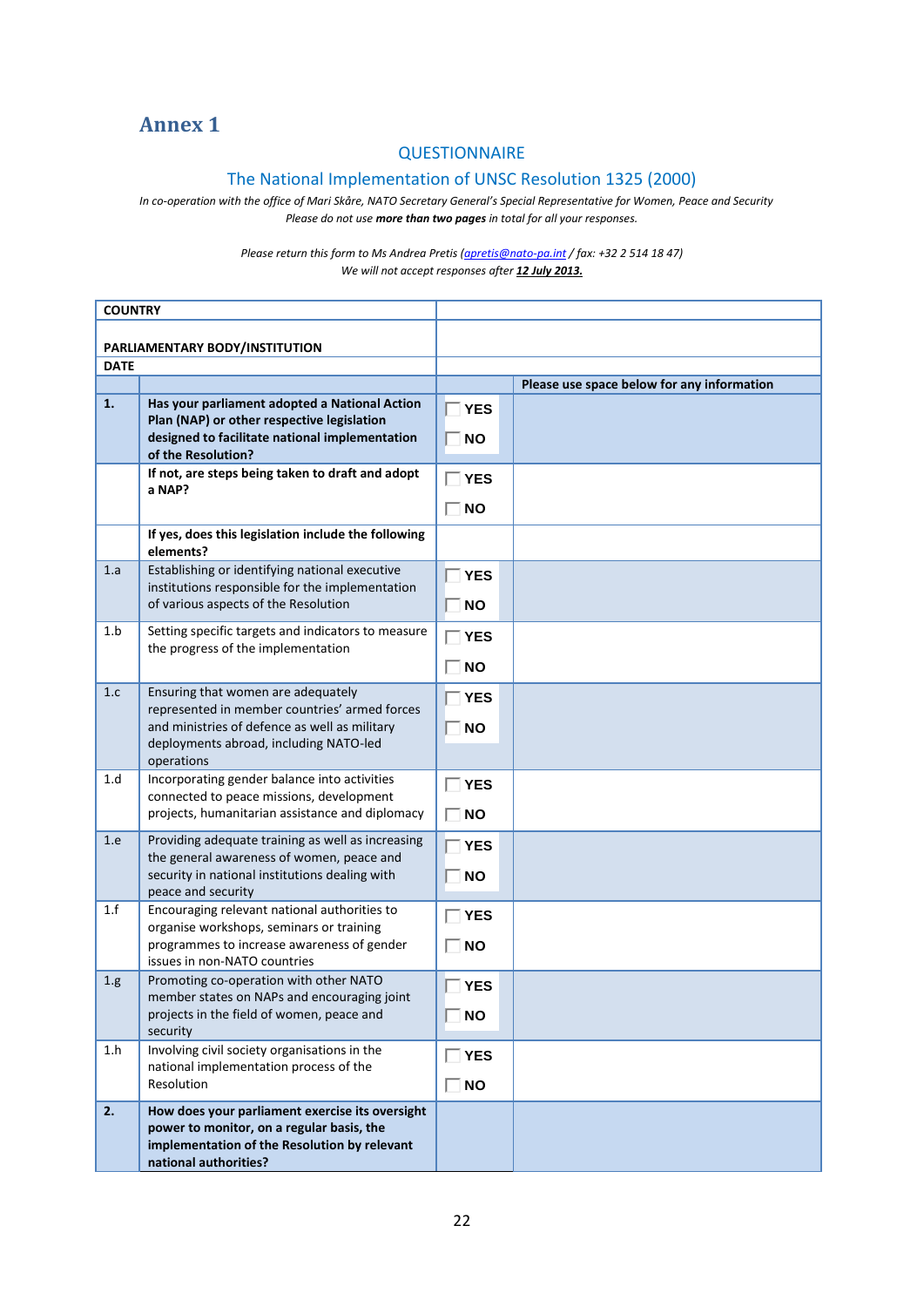# Annex 1

## QUESTIONNAIRE

## The National Implementation of UNSC Resolution 1325 (2000)

*In co-operation with the office of Mari Skåre, NATO Secretary General's Special Representative for Women, Peace and Security*
*Please do not use **more than two pages** in total for all your responses.*

*Please return this form to Ms Andrea Pretis (apretis@nato-pa.int / fax: +32 2 514 18 47)*
*We will not accept responses after **12 July 2013.***

| | | | |
|---|---|---|---|
| **COUNTRY** | | | |
| **PARLIAMENTARY BODY/INSTITUTION** | | | |
| **DATE** | | | |
| | | | **Please use space below for any information** |
| **1.** | **Has your parliament adopted a National Action Plan (NAP) or other respective legislation designed to facilitate national implementation of the Resolution?** | ☐ **YES** ☐ **NO** | |
| | **If not, are steps being taken to draft and adopt a NAP?** | ☐ **YES** ☐ **NO** | |
| | **If yes, does this legislation include the following elements?** | | |
| 1.a | Establishing or identifying national executive institutions responsible for the implementation of various aspects of the Resolution | ☐ **YES** ☐ **NO** | |
| 1.b | Setting specific targets and indicators to measure the progress of the implementation | ☐ **YES** ☐ **NO** | |
| 1.c | Ensuring that women are adequately represented in member countries' armed forces and ministries of defence as well as military deployments abroad, including NATO-led operations | ☐ **YES** ☐ **NO** | |
| 1.d | Incorporating gender balance into activities connected to peace missions, development projects, humanitarian assistance and diplomacy | ☐ **YES** ☐ **NO** | |
| 1.e | Providing adequate training as well as increasing the general awareness of women, peace and security in national institutions dealing with peace and security | ☐ **YES** ☐ **NO** | |
| 1.f | Encouraging relevant national authorities to organise workshops, seminars or training programmes to increase awareness of gender issues in non-NATO countries | ☐ **YES** ☐ **NO** | |
| 1.g | Promoting co-operation with other NATO member states on NAPs and encouraging joint projects in the field of women, peace and security | ☐ **YES** ☐ **NO** | |
| 1.h | Involving civil society organisations in the national implementation process of the Resolution | ☐ **YES** ☐ **NO** | |
| **2.** | **How does your parliament exercise its oversight power to monitor, on a regular basis, the implementation of the Resolution by relevant national authorities?** | | |